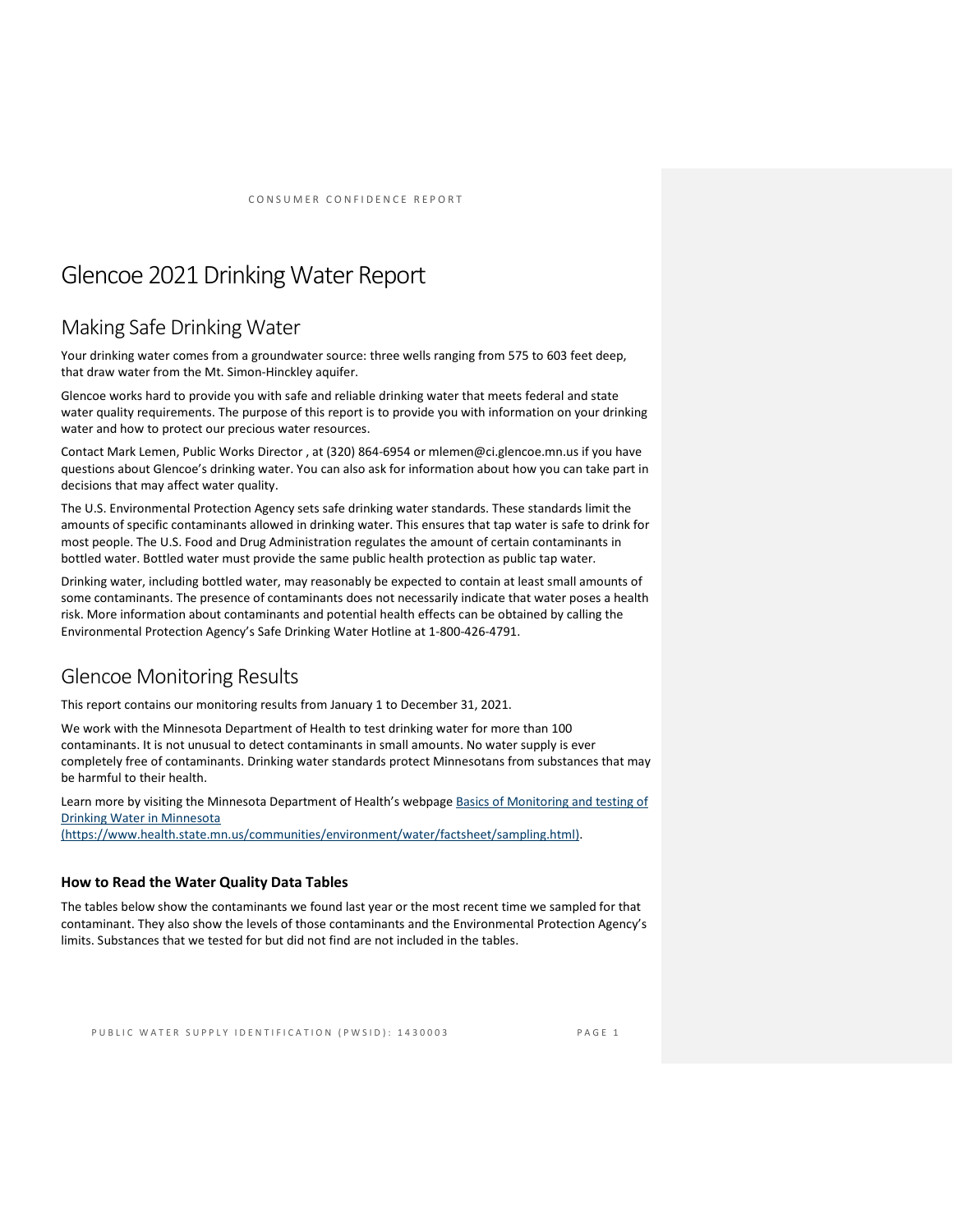# Glencoe 2021 Drinking Water Report

## Making Safe Drinking Water

Your drinking water comes from a groundwater source: three wells ranging from 575 to 603 feet deep, that draw water from the Mt. Simon-Hinckley aquifer.

Glencoe works hard to provide you with safe and reliable drinking water that meets federal and state water quality requirements. The purpose of this report is to provide you with information on your drinking water and how to protect our precious water resources.

Contact Mark Lemen, Public Works Director , at (320) 864-6954 or mlemen@ci.glencoe.mn.us if you have questions about Glencoe's drinking water. You can also ask for information about how you can take part in decisions that may affect water quality.

The U.S. Environmental Protection Agency sets safe drinking water standards. These standards limit the amounts of specific contaminants allowed in drinking water. This ensures that tap water is safe to drink for most people. The U.S. Food and Drug Administration regulates the amount of certain contaminants in bottled water. Bottled water must provide the same public health protection as public tap water.

Drinking water, including bottled water, may reasonably be expected to contain at least small amounts of some contaminants. The presence of contaminants does not necessarily indicate that water poses a health risk. More information about contaminants and potential health effects can be obtained by calling the Environmental Protection Agency's Safe Drinking Water Hotline at 1-800-426-4791.

## Glencoe Monitoring Results

This report contains our monitoring results from January 1 to December 31, 2021.

We work with the Minnesota Department of Health to test drinking water for more than 100 contaminants. It is not unusual to detect contaminants in small amounts. No water supply is ever completely free of contaminants. Drinking water standards protect Minnesotans from substances that may be harmful to their health.

Learn more by visiting the Minnesota Department of Health's webpage [Basics of Monitoring and testing of Drinking Water in Minnesota (https://www.health.state.mn.us/communities/environment/water/factsheet/sampling.html)](https://www.health.state.mn.us/communities/environment/water/factsheet/sampling.html).

### How to Read the Water Quality Data Tables

The tables below show the contaminants we found last year or the most recent time we sampled for that contaminant. They also show the levels of those contaminants and the Environmental Protection Agency's limits. Substances that we tested for but did not find are not included in the tables.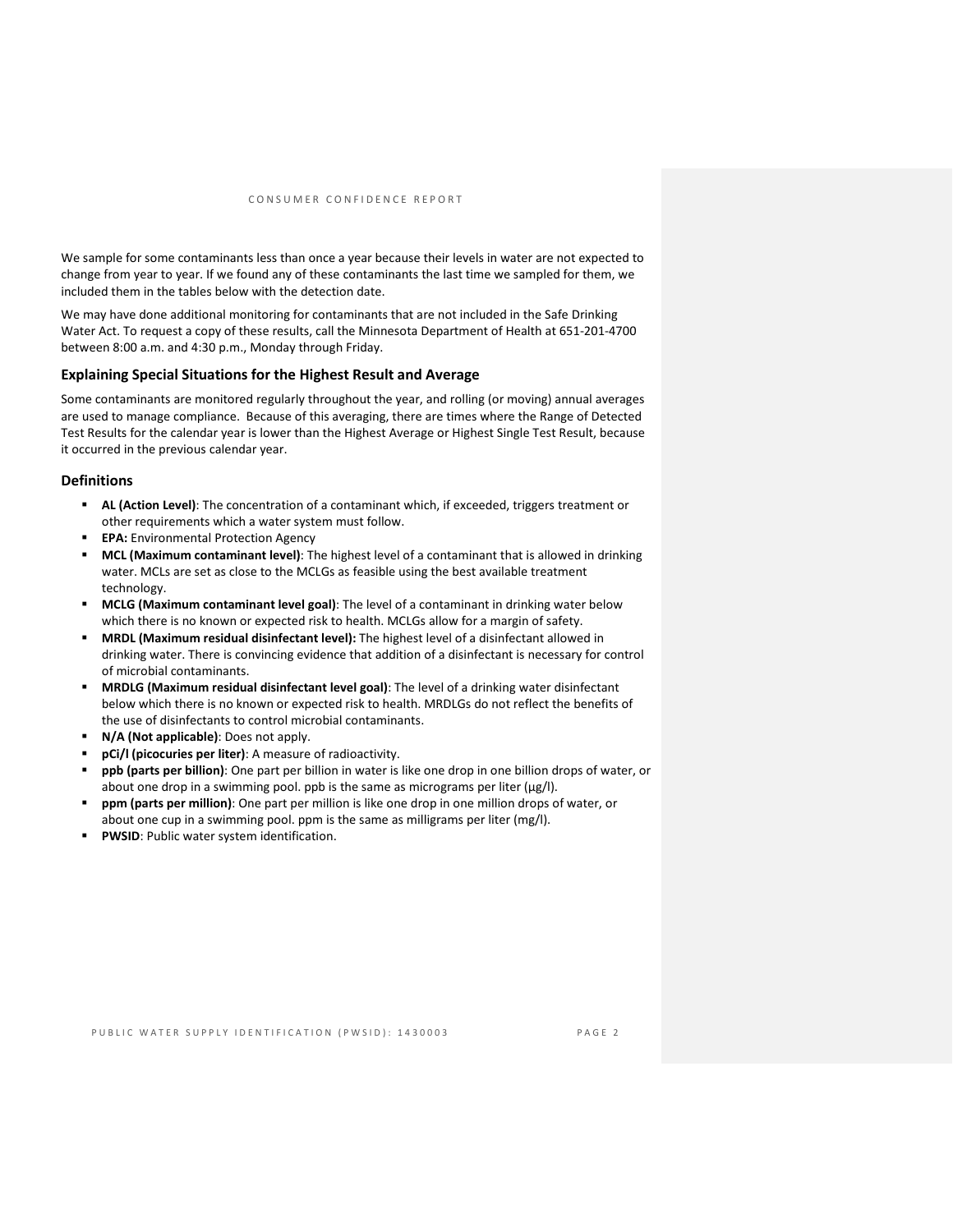We sample for some contaminants less than once a year because their levels in water are not expected to change from year to year. If we found any of these contaminants the last time we sampled for them, we included them in the tables below with the detection date.

We may have done additional monitoring for contaminants that are not included in the Safe Drinking Water Act. To request a copy of these results, call the Minnesota Department of Health at 651-201-4700 between 8:00 a.m. and 4:30 p.m., Monday through Friday.

### Explaining Special Situations for the Highest Result and Average

Some contaminants are monitored regularly throughout the year, and rolling (or moving) annual averages are used to manage compliance. Because of this averaging, there are times where the Range of Detected Test Results for the calendar year is lower than the Highest Average or Highest Single Test Result, because it occurred in the previous calendar year.

### Definitions

- **AL (Action Level)**: The concentration of a contaminant which, if exceeded, triggers treatment or other requirements which a water system must follow.
- **EPA:** Environmental Protection Agency
- **MCL (Maximum contaminant level)**: The highest level of a contaminant that is allowed in drinking water. MCLs are set as close to the MCLGs as feasible using the best available treatment technology.
- **MCLG (Maximum contaminant level goal)**: The level of a contaminant in drinking water below which there is no known or expected risk to health. MCLGs allow for a margin of safety.
- **MRDL (Maximum residual disinfectant level):** The highest level of a disinfectant allowed in drinking water. There is convincing evidence that addition of a disinfectant is necessary for control of microbial contaminants.
- **MRDLG (Maximum residual disinfectant level goal)**: The level of a drinking water disinfectant below which there is no known or expected risk to health. MRDLGs do not reflect the benefits of the use of disinfectants to control microbial contaminants.
- **N/A (Not applicable)**: Does not apply.
- **pCi/l (picocuries per liter)**: A measure of radioactivity.
- **ppb (parts per billion)**: One part per billion in water is like one drop in one billion drops of water, or about one drop in a swimming pool. ppb is the same as micrograms per liter (μg/l).
- **ppm (parts per million)**: One part per million is like one drop in one million drops of water, or about one cup in a swimming pool. ppm is the same as milligrams per liter (mg/l).
- **PWSID**: Public water system identification.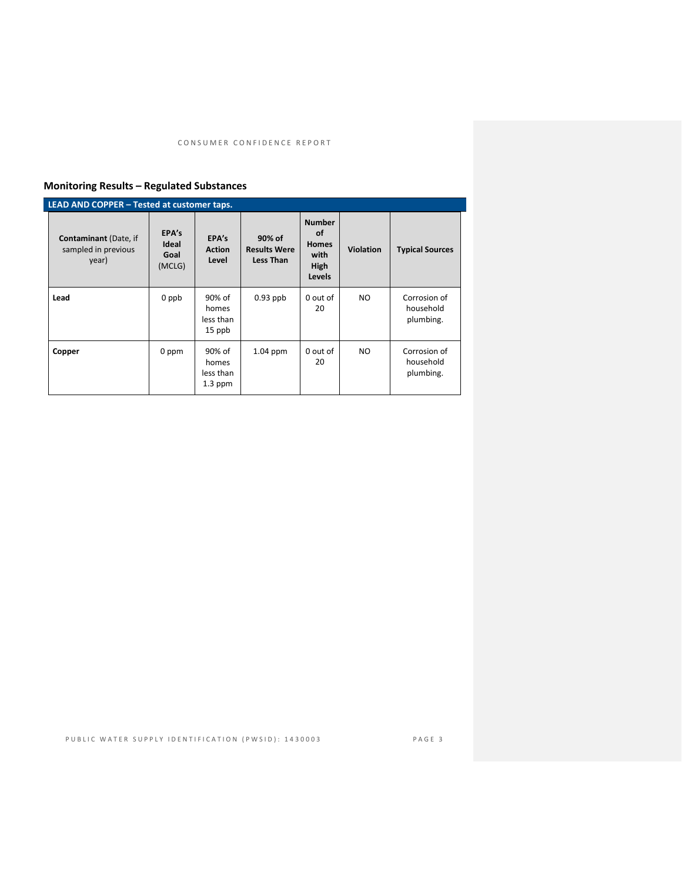## Monitoring Results – Regulated Substances

**LEAD AND COPPER – Tested at customer taps.**

| **Contaminant** (Date, if sampled in previous year) | **EPA's Ideal Goal** (MCLG) | **EPA's Action Level** | **90% of Results Were Less Than** | **Number of Homes with High Levels** | **Violation** | **Typical Sources** |
|---|---|---|---|---|---|---|
| **Lead** | 0 ppb | 90% of homes less than 15 ppb | 0.93 ppb | 0 out of 20 | NO | Corrosion of household plumbing. |
| **Copper** | 0 ppm | 90% of homes less than 1.3 ppm | 1.04 ppm | 0 out of 20 | NO | Corrosion of household plumbing. |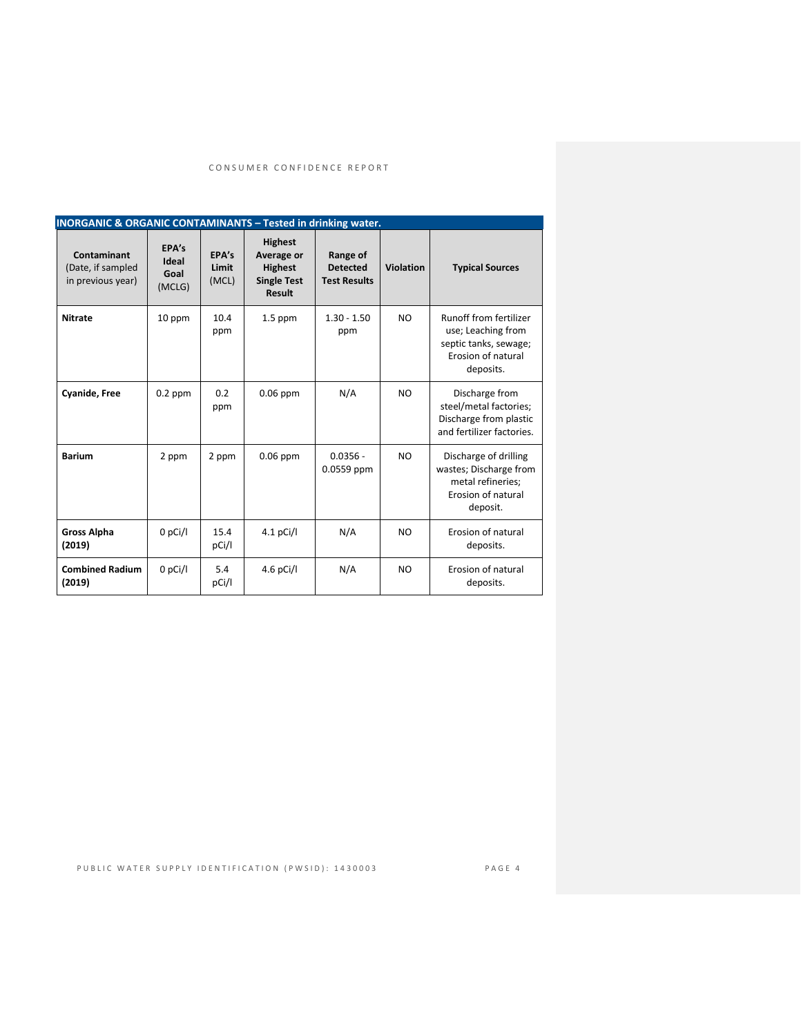| INORGANIC & ORGANIC CONTAMINANTS – Tested in drinking water. | | | | | | |
|---|---|---|---|---|---|---|
| **Contaminant** (Date, if sampled in previous year) | **EPA's Ideal Goal** (MCLG) | **EPA's Limit** (MCL) | **Highest Average or Highest Single Test Result** | **Range of Detected Test Results** | **Violation** | **Typical Sources** |
| **Nitrate** | 10 ppm | 10.4 ppm | 1.5 ppm | 1.30 - 1.50 ppm | NO | Runoff from fertilizer use; Leaching from septic tanks, sewage; Erosion of natural deposits. |
| **Cyanide, Free** | 0.2 ppm | 0.2 ppm | 0.06 ppm | N/A | NO | Discharge from steel/metal factories; Discharge from plastic and fertilizer factories. |
| **Barium** | 2 ppm | 2 ppm | 0.06 ppm | 0.0356 - 0.0559 ppm | NO | Discharge of drilling wastes; Discharge from metal refineries; Erosion of natural deposit. |
| **Gross Alpha (2019)** | 0 pCi/l | 15.4 pCi/l | 4.1 pCi/l | N/A | NO | Erosion of natural deposits. |
| **Combined Radium (2019)** | 0 pCi/l | 5.4 pCi/l | 4.6 pCi/l | N/A | NO | Erosion of natural deposits. |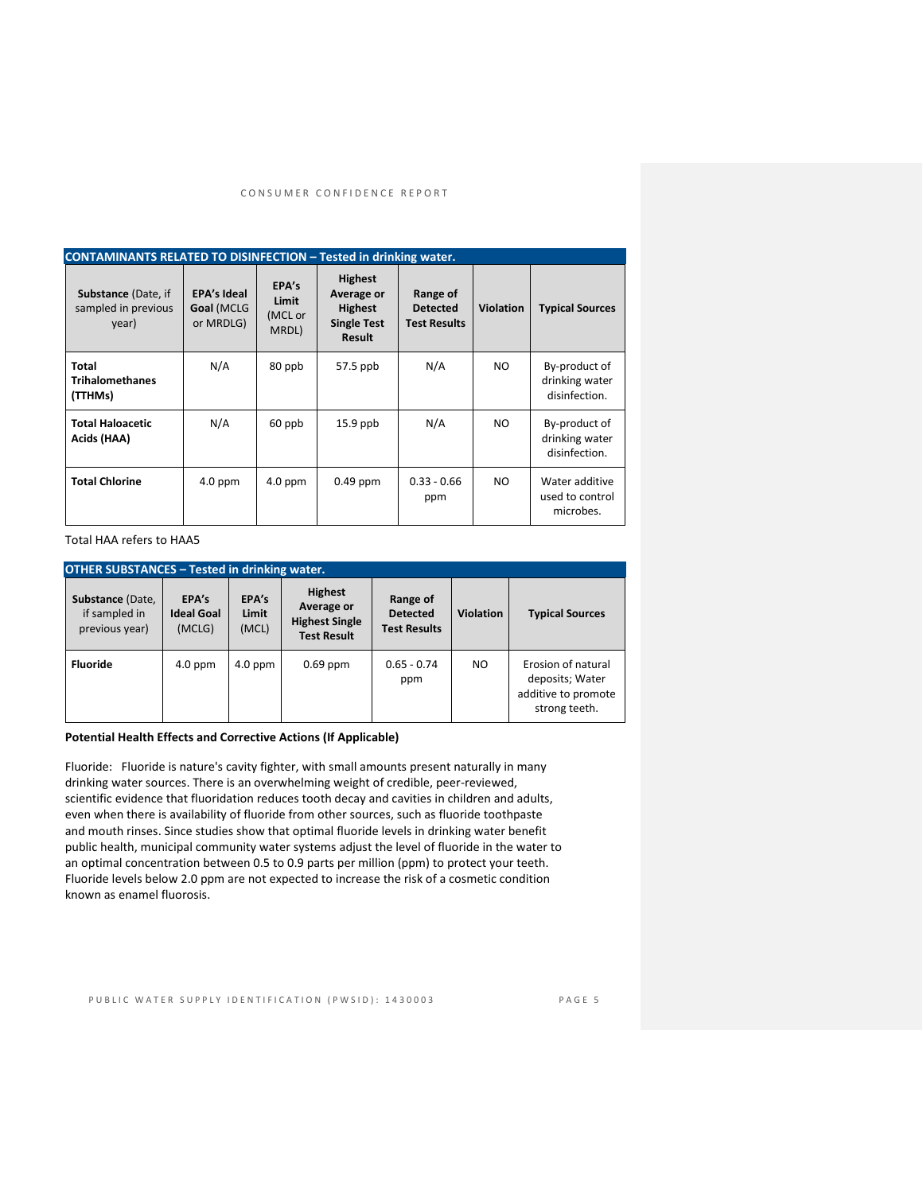| CONTAMINANTS RELATED TO DISINFECTION – Tested in drinking water. | | | | | | |
|---|---|---|---|---|---|---|
| **Substance** (Date, if sampled in previous year) | **EPA's Ideal Goal** (MCLG or MRDLG) | **EPA's Limit** (MCL or MRDL) | **Highest Average or Highest Single Test Result** | **Range of Detected Test Results** | **Violation** | **Typical Sources** |
| **Total Trihalomethanes (TTHMs)** | N/A | 80 ppb | 57.5 ppb | N/A | NO | By-product of drinking water disinfection. |
| **Total Haloacetic Acids (HAA)** | N/A | 60 ppb | 15.9 ppb | N/A | NO | By-product of drinking water disinfection. |
| **Total Chlorine** | 4.0 ppm | 4.0 ppm | 0.49 ppm | 0.33 - 0.66 ppm | NO | Water additive used to control microbes. |

Total HAA refers to HAA5

| OTHER SUBSTANCES – Tested in drinking water. | | | | | | |
|---|---|---|---|---|---|---|
| **Substance** (Date, if sampled in previous year) | **EPA's Ideal Goal** (MCLG) | **EPA's Limit** (MCL) | **Highest Average or Highest Single Test Result** | **Range of Detected Test Results** | **Violation** | **Typical Sources** |
| **Fluoride** | 4.0 ppm | 4.0 ppm | 0.69 ppm | 0.65 - 0.74 ppm | NO | Erosion of natural deposits; Water additive to promote strong teeth. |

**Potential Health Effects and Corrective Actions (If Applicable)**

Fluoride: Fluoride is nature's cavity fighter, with small amounts present naturally in many drinking water sources. There is an overwhelming weight of credible, peer-reviewed, scientific evidence that fluoridation reduces tooth decay and cavities in children and adults, even when there is availability of fluoride from other sources, such as fluoride toothpaste and mouth rinses. Since studies show that optimal fluoride levels in drinking water benefit public health, municipal community water systems adjust the level of fluoride in the water to an optimal concentration between 0.5 to 0.9 parts per million (ppm) to protect your teeth. Fluoride levels below 2.0 ppm are not expected to increase the risk of a cosmetic condition known as enamel fluorosis.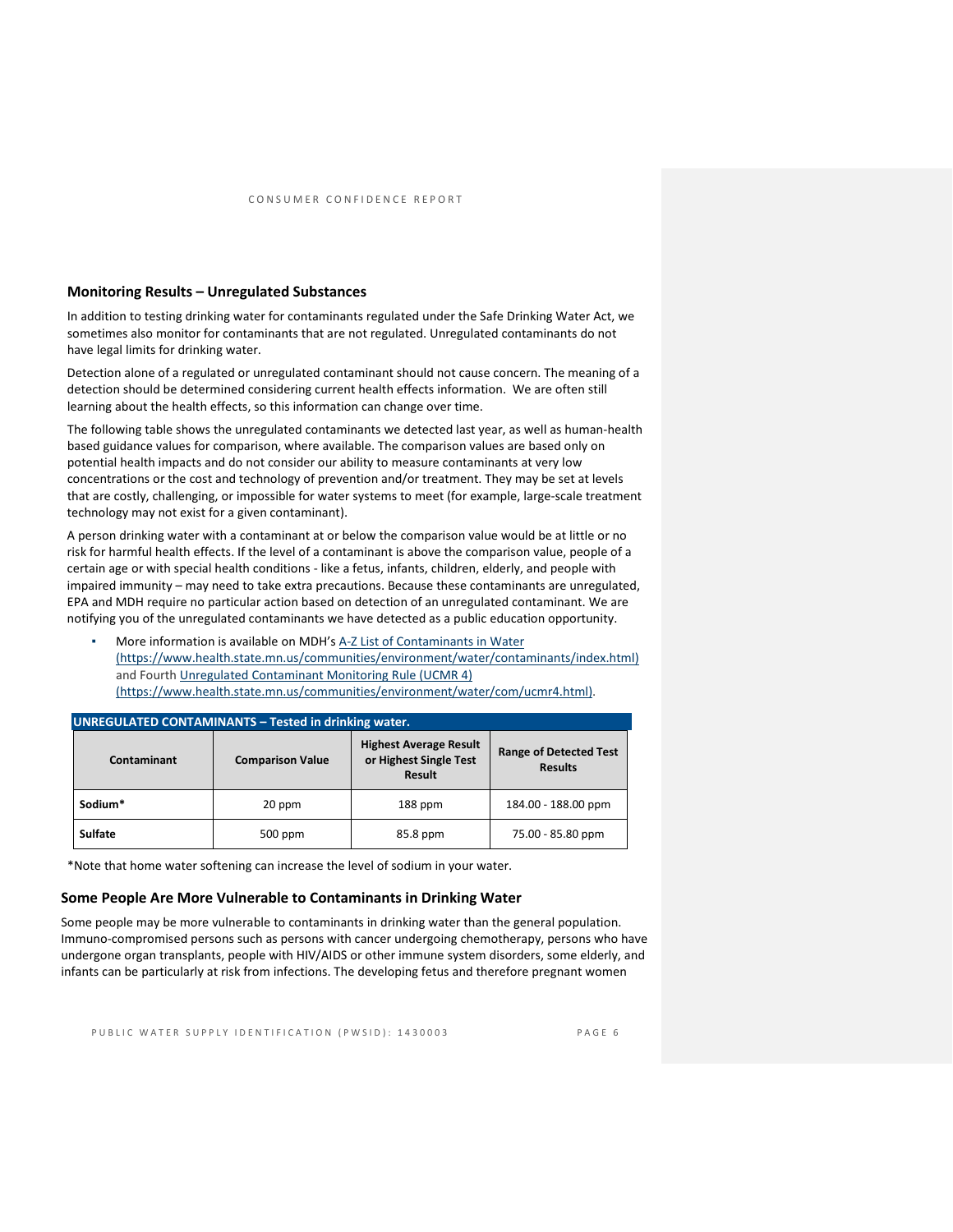## Monitoring Results – Unregulated Substances

In addition to testing drinking water for contaminants regulated under the Safe Drinking Water Act, we sometimes also monitor for contaminants that are not regulated. Unregulated contaminants do not have legal limits for drinking water.

Detection alone of a regulated or unregulated contaminant should not cause concern. The meaning of a detection should be determined considering current health effects information. We are often still learning about the health effects, so this information can change over time.

The following table shows the unregulated contaminants we detected last year, as well as human-health based guidance values for comparison, where available. The comparison values are based only on potential health impacts and do not consider our ability to measure contaminants at very low concentrations or the cost and technology of prevention and/or treatment. They may be set at levels that are costly, challenging, or impossible for water systems to meet (for example, large-scale treatment technology may not exist for a given contaminant).

A person drinking water with a contaminant at or below the comparison value would be at little or no risk for harmful health effects. If the level of a contaminant is above the comparison value, people of a certain age or with special health conditions - like a fetus, infants, children, elderly, and people with impaired immunity – may need to take extra precautions. Because these contaminants are unregulated, EPA and MDH require no particular action based on detection of an unregulated contaminant. We are notifying you of the unregulated contaminants we have detected as a public education opportunity.

- More information is available on MDH's A-Z List of Contaminants in Water (https://www.health.state.mn.us/communities/environment/water/contaminants/index.html) and Fourth Unregulated Contaminant Monitoring Rule (UCMR 4) (https://www.health.state.mn.us/communities/environment/water/com/ucmr4.html).

**UNREGULATED CONTAMINANTS – Tested in drinking water.**

| Contaminant | Comparison Value | Highest Average Result or Highest Single Test Result | Range of Detected Test Results |
|---|---|---|---|
| **Sodium*** | 20 ppm | 188 ppm | 184.00 - 188.00 ppm |
| **Sulfate** | 500 ppm | 85.8 ppm | 75.00 - 85.80 ppm |

*Note that home water softening can increase the level of sodium in your water.

## Some People Are More Vulnerable to Contaminants in Drinking Water

Some people may be more vulnerable to contaminants in drinking water than the general population. Immuno-compromised persons such as persons with cancer undergoing chemotherapy, persons who have undergone organ transplants, people with HIV/AIDS or other immune system disorders, some elderly, and infants can be particularly at risk from infections. The developing fetus and therefore pregnant women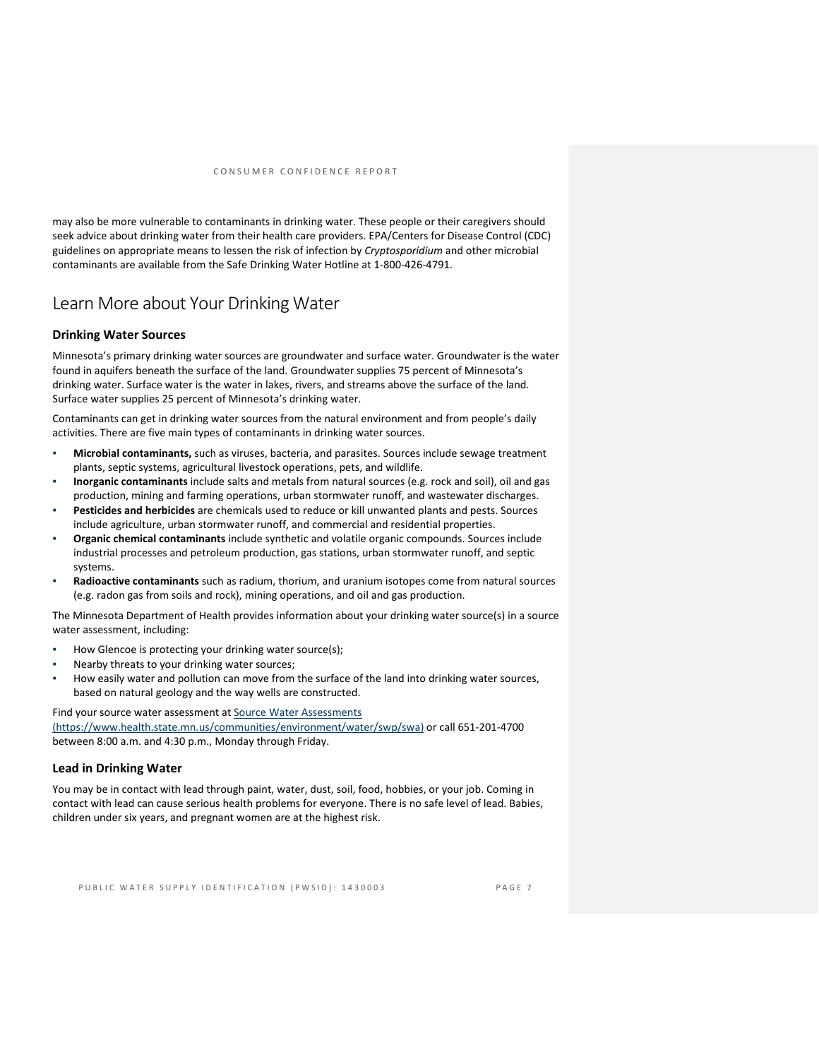may also be more vulnerable to contaminants in drinking water. These people or their caregivers should seek advice about drinking water from their health care providers. EPA/Centers for Disease Control (CDC) guidelines on appropriate means to lessen the risk of infection by *Cryptosporidium* and other microbial contaminants are available from the Safe Drinking Water Hotline at 1-800-426-4791.

## Learn More about Your Drinking Water

### Drinking Water Sources

Minnesota's primary drinking water sources are groundwater and surface water. Groundwater is the water found in aquifers beneath the surface of the land. Groundwater supplies 75 percent of Minnesota's drinking water. Surface water is the water in lakes, rivers, and streams above the surface of the land. Surface water supplies 25 percent of Minnesota's drinking water.

Contaminants can get in drinking water sources from the natural environment and from people's daily activities. There are five main types of contaminants in drinking water sources.

- **Microbial contaminants,** such as viruses, bacteria, and parasites. Sources include sewage treatment plants, septic systems, agricultural livestock operations, pets, and wildlife.
- **Inorganic contaminants** include salts and metals from natural sources (e.g. rock and soil), oil and gas production, mining and farming operations, urban stormwater runoff, and wastewater discharges.
- **Pesticides and herbicides** are chemicals used to reduce or kill unwanted plants and pests. Sources include agriculture, urban stormwater runoff, and commercial and residential properties.
- **Organic chemical contaminants** include synthetic and volatile organic compounds. Sources include industrial processes and petroleum production, gas stations, urban stormwater runoff, and septic systems.
- **Radioactive contaminants** such as radium, thorium, and uranium isotopes come from natural sources (e.g. radon gas from soils and rock), mining operations, and oil and gas production.

The Minnesota Department of Health provides information about your drinking water source(s) in a source water assessment, including:

- How Glencoe is protecting your drinking water source(s);
- Nearby threats to your drinking water sources;
- How easily water and pollution can move from the surface of the land into drinking water sources, based on natural geology and the way wells are constructed.

Find your source water assessment at [Source Water Assessments (https://www.health.state.mn.us/communities/environment/water/swp/swa)](https://www.health.state.mn.us/communities/environment/water/swp/swa) or call 651-201-4700 between 8:00 a.m. and 4:30 p.m., Monday through Friday.

### Lead in Drinking Water

You may be in contact with lead through paint, water, dust, soil, food, hobbies, or your job. Coming in contact with lead can cause serious health problems for everyone. There is no safe level of lead. Babies, children under six years, and pregnant women are at the highest risk.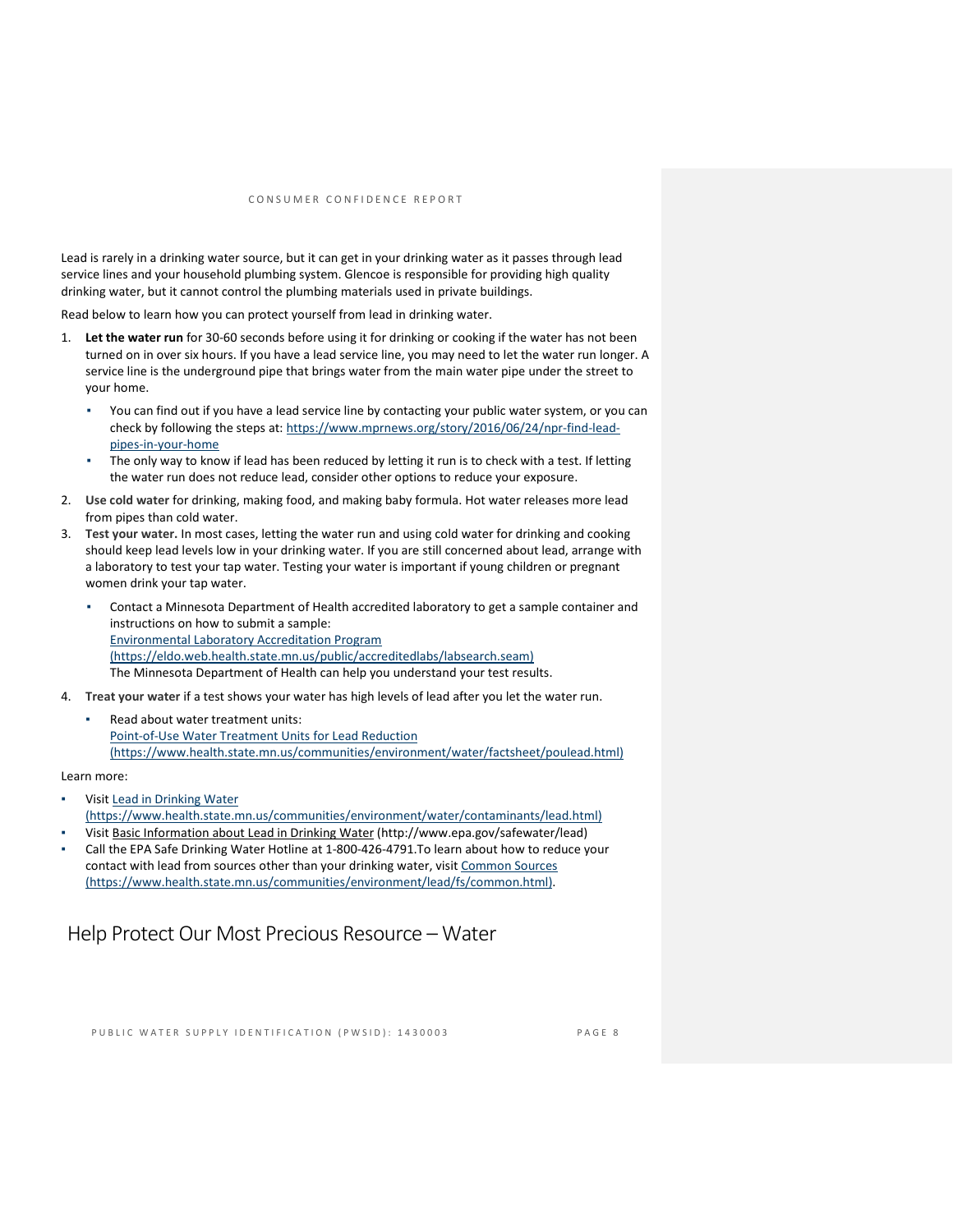Lead is rarely in a drinking water source, but it can get in your drinking water as it passes through lead service lines and your household plumbing system. Glencoe is responsible for providing high quality drinking water, but it cannot control the plumbing materials used in private buildings.

Read below to learn how you can protect yourself from lead in drinking water.

1. **Let the water run** for 30-60 seconds before using it for drinking or cooking if the water has not been turned on in over six hours. If you have a lead service line, you may need to let the water run longer. A service line is the underground pipe that brings water from the main water pipe under the street to your home.
   - You can find out if you have a lead service line by contacting your public water system, or you can check by following the steps at: [https://www.mprnews.org/story/2016/06/24/npr-find-lead-pipes-in-your-home](https://www.mprnews.org/story/2016/06/24/npr-find-lead-pipes-in-your-home)
   - The only way to know if lead has been reduced by letting it run is to check with a test. If letting the water run does not reduce lead, consider other options to reduce your exposure.
2. **Use cold water** for drinking, making food, and making baby formula. Hot water releases more lead from pipes than cold water.
3. **Test your water.** In most cases, letting the water run and using cold water for drinking and cooking should keep lead levels low in your drinking water. If you are still concerned about lead, arrange with a laboratory to test your tap water. Testing your water is important if young children or pregnant women drink your tap water.
   - Contact a Minnesota Department of Health accredited laboratory to get a sample container and instructions on how to submit a sample:
     [Environmental Laboratory Accreditation Program (https://eldo.web.health.state.mn.us/public/accreditedlabs/labsearch.seam)](https://eldo.web.health.state.mn.us/public/accreditedlabs/labsearch.seam)
     The Minnesota Department of Health can help you understand your test results.
4. **Treat your water** if a test shows your water has high levels of lead after you let the water run.
   - Read about water treatment units:
     [Point-of-Use Water Treatment Units for Lead Reduction (https://www.health.state.mn.us/communities/environment/water/factsheet/poulead.html)](https://www.health.state.mn.us/communities/environment/water/factsheet/poulead.html)

Learn more:

- Visit [Lead in Drinking Water (https://www.health.state.mn.us/communities/environment/water/contaminants/lead.html)](https://www.health.state.mn.us/communities/environment/water/contaminants/lead.html)
- Visit Basic Information about Lead in Drinking Water (http://www.epa.gov/safewater/lead)
- Call the EPA Safe Drinking Water Hotline at 1-800-426-4791.To learn about how to reduce your contact with lead from sources other than your drinking water, visit [Common Sources (https://www.health.state.mn.us/communities/environment/lead/fs/common.html)](https://www.health.state.mn.us/communities/environment/lead/fs/common.html).

## Help Protect Our Most Precious Resource – Water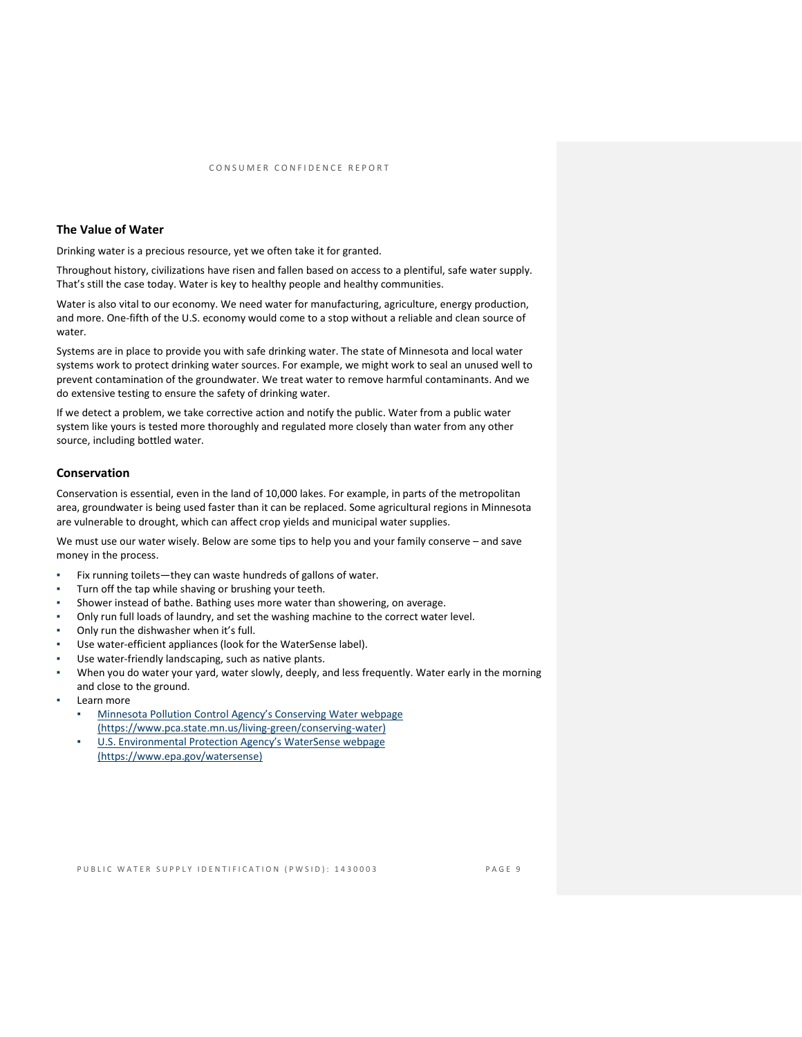## The Value of Water

Drinking water is a precious resource, yet we often take it for granted.

Throughout history, civilizations have risen and fallen based on access to a plentiful, safe water supply. That's still the case today. Water is key to healthy people and healthy communities.

Water is also vital to our economy. We need water for manufacturing, agriculture, energy production, and more. One-fifth of the U.S. economy would come to a stop without a reliable and clean source of water.

Systems are in place to provide you with safe drinking water. The state of Minnesota and local water systems work to protect drinking water sources. For example, we might work to seal an unused well to prevent contamination of the groundwater. We treat water to remove harmful contaminants. And we do extensive testing to ensure the safety of drinking water.

If we detect a problem, we take corrective action and notify the public. Water from a public water system like yours is tested more thoroughly and regulated more closely than water from any other source, including bottled water.

## Conservation

Conservation is essential, even in the land of 10,000 lakes. For example, in parts of the metropolitan area, groundwater is being used faster than it can be replaced. Some agricultural regions in Minnesota are vulnerable to drought, which can affect crop yields and municipal water supplies.

We must use our water wisely. Below are some tips to help you and your family conserve – and save money in the process.

- Fix running toilets—they can waste hundreds of gallons of water.
- Turn off the tap while shaving or brushing your teeth.
- Shower instead of bathe. Bathing uses more water than showering, on average.
- Only run full loads of laundry, and set the washing machine to the correct water level.
- Only run the dishwasher when it's full.
- Use water-efficient appliances (look for the WaterSense label).
- Use water-friendly landscaping, such as native plants.
- When you do water your yard, water slowly, deeply, and less frequently. Water early in the morning and close to the ground.
- Learn more
  - [Minnesota Pollution Control Agency's Conserving Water webpage (https://www.pca.state.mn.us/living-green/conserving-water)](https://www.pca.state.mn.us/living-green/conserving-water)
  - [U.S. Environmental Protection Agency's WaterSense webpage (https://www.epa.gov/watersense)](https://www.epa.gov/watersense)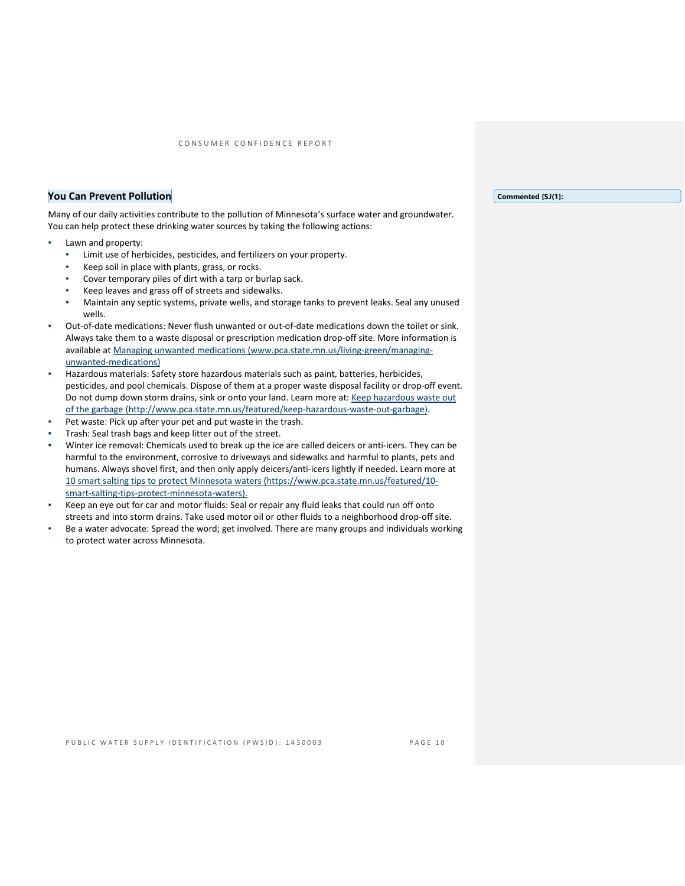## You Can Prevent Pollution

Many of our daily activities contribute to the pollution of Minnesota's surface water and groundwater. You can help protect these drinking water sources by taking the following actions:

- Lawn and property:
  - Limit use of herbicides, pesticides, and fertilizers on your property.
  - Keep soil in place with plants, grass, or rocks.
  - Cover temporary piles of dirt with a tarp or burlap sack.
  - Keep leaves and grass off of streets and sidewalks.
  - Maintain any septic systems, private wells, and storage tanks to prevent leaks. Seal any unused wells.
- Out-of-date medications: Never flush unwanted or out-of-date medications down the toilet or sink. Always take them to a waste disposal or prescription medication drop-off site. More information is available at [Managing unwanted medications (www.pca.state.mn.us/living-green/managing-unwanted-medications)](www.pca.state.mn.us/living-green/managing-unwanted-medications)
- Hazardous materials: Safety store hazardous materials such as paint, batteries, herbicides, pesticides, and pool chemicals. Dispose of them at a proper waste disposal facility or drop-off event. Do not dump down storm drains, sink or onto your land. Learn more at: [Keep hazardous waste out of the garbage (http://www.pca.state.mn.us/featured/keep-hazardous-waste-out-garbage)](http://www.pca.state.mn.us/featured/keep-hazardous-waste-out-garbage).
- Pet waste: Pick up after your pet and put waste in the trash.
- Trash: Seal trash bags and keep litter out of the street.
- Winter ice removal: Chemicals used to break up the ice are called deicers or anti-icers. They can be harmful to the environment, corrosive to driveways and sidewalks and harmful to plants, pets and humans. Always shovel first, and then only apply deicers/anti-icers lightly if needed. Learn more at [10 smart salting tips to protect Minnesota waters (https://www.pca.state.mn.us/featured/10-smart-salting-tips-protect-minnesota-waters).](https://www.pca.state.mn.us/featured/10-smart-salting-tips-protect-minnesota-waters)
- Keep an eye out for car and motor fluids: Seal or repair any fluid leaks that could run off onto streets and into storm drains. Take used motor oil or other fluids to a neighborhood drop-off site.
- Be a water advocate: Spread the word; get involved. There are many groups and individuals working to protect water across Minnesota.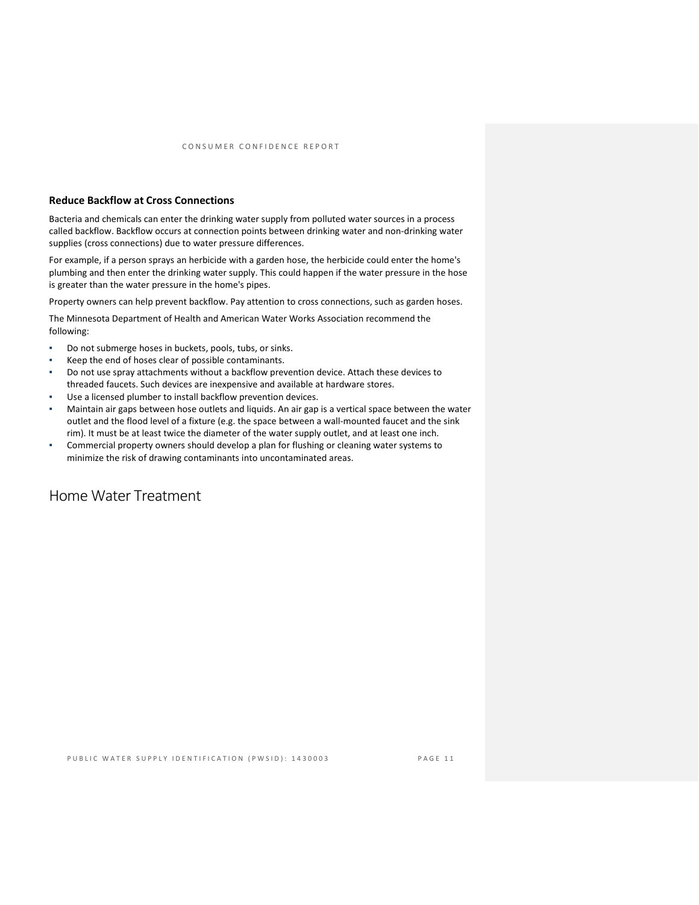### Reduce Backflow at Cross Connections

Bacteria and chemicals can enter the drinking water supply from polluted water sources in a process called backflow. Backflow occurs at connection points between drinking water and non-drinking water supplies (cross connections) due to water pressure differences.

For example, if a person sprays an herbicide with a garden hose, the herbicide could enter the home's plumbing and then enter the drinking water supply. This could happen if the water pressure in the hose is greater than the water pressure in the home's pipes.

Property owners can help prevent backflow. Pay attention to cross connections, such as garden hoses.

The Minnesota Department of Health and American Water Works Association recommend the following:

- Do not submerge hoses in buckets, pools, tubs, or sinks.
- Keep the end of hoses clear of possible contaminants.
- Do not use spray attachments without a backflow prevention device. Attach these devices to threaded faucets. Such devices are inexpensive and available at hardware stores.
- Use a licensed plumber to install backflow prevention devices.
- Maintain air gaps between hose outlets and liquids. An air gap is a vertical space between the water outlet and the flood level of a fixture (e.g. the space between a wall-mounted faucet and the sink rim). It must be at least twice the diameter of the water supply outlet, and at least one inch.
- Commercial property owners should develop a plan for flushing or cleaning water systems to minimize the risk of drawing contaminants into uncontaminated areas.

## Home Water Treatment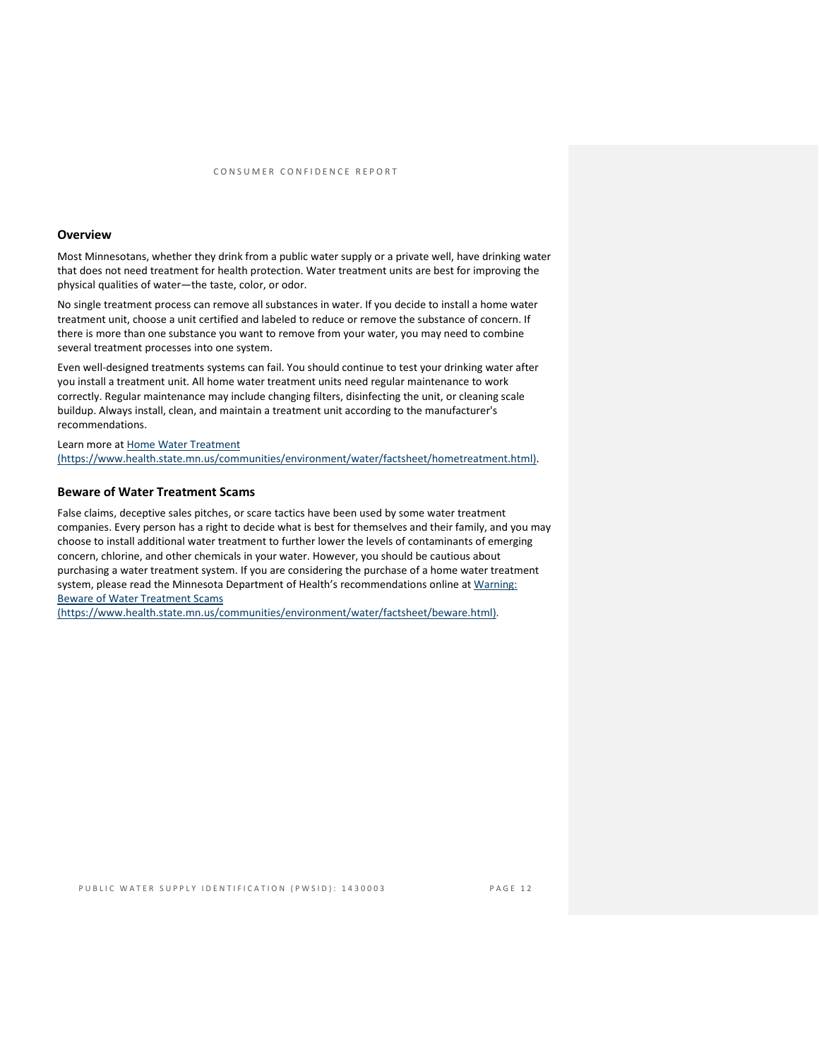## Overview

Most Minnesotans, whether they drink from a public water supply or a private well, have drinking water that does not need treatment for health protection. Water treatment units are best for improving the physical qualities of water—the taste, color, or odor.

No single treatment process can remove all substances in water. If you decide to install a home water treatment unit, choose a unit certified and labeled to reduce or remove the substance of concern. If there is more than one substance you want to remove from your water, you may need to combine several treatment processes into one system.

Even well-designed treatments systems can fail. You should continue to test your drinking water after you install a treatment unit. All home water treatment units need regular maintenance to work correctly. Regular maintenance may include changing filters, disinfecting the unit, or cleaning scale buildup. Always install, clean, and maintain a treatment unit according to the manufacturer's recommendations.

Learn more at [Home Water Treatment (https://www.health.state.mn.us/communities/environment/water/factsheet/hometreatment.html)](https://www.health.state.mn.us/communities/environment/water/factsheet/hometreatment.html).

## Beware of Water Treatment Scams

False claims, deceptive sales pitches, or scare tactics have been used by some water treatment companies. Every person has a right to decide what is best for themselves and their family, and you may choose to install additional water treatment to further lower the levels of contaminants of emerging concern, chlorine, and other chemicals in your water. However, you should be cautious about purchasing a water treatment system. If you are considering the purchase of a home water treatment system, please read the Minnesota Department of Health's recommendations online at [Warning: Beware of Water Treatment Scams (https://www.health.state.mn.us/communities/environment/water/factsheet/beware.html)](https://www.health.state.mn.us/communities/environment/water/factsheet/beware.html).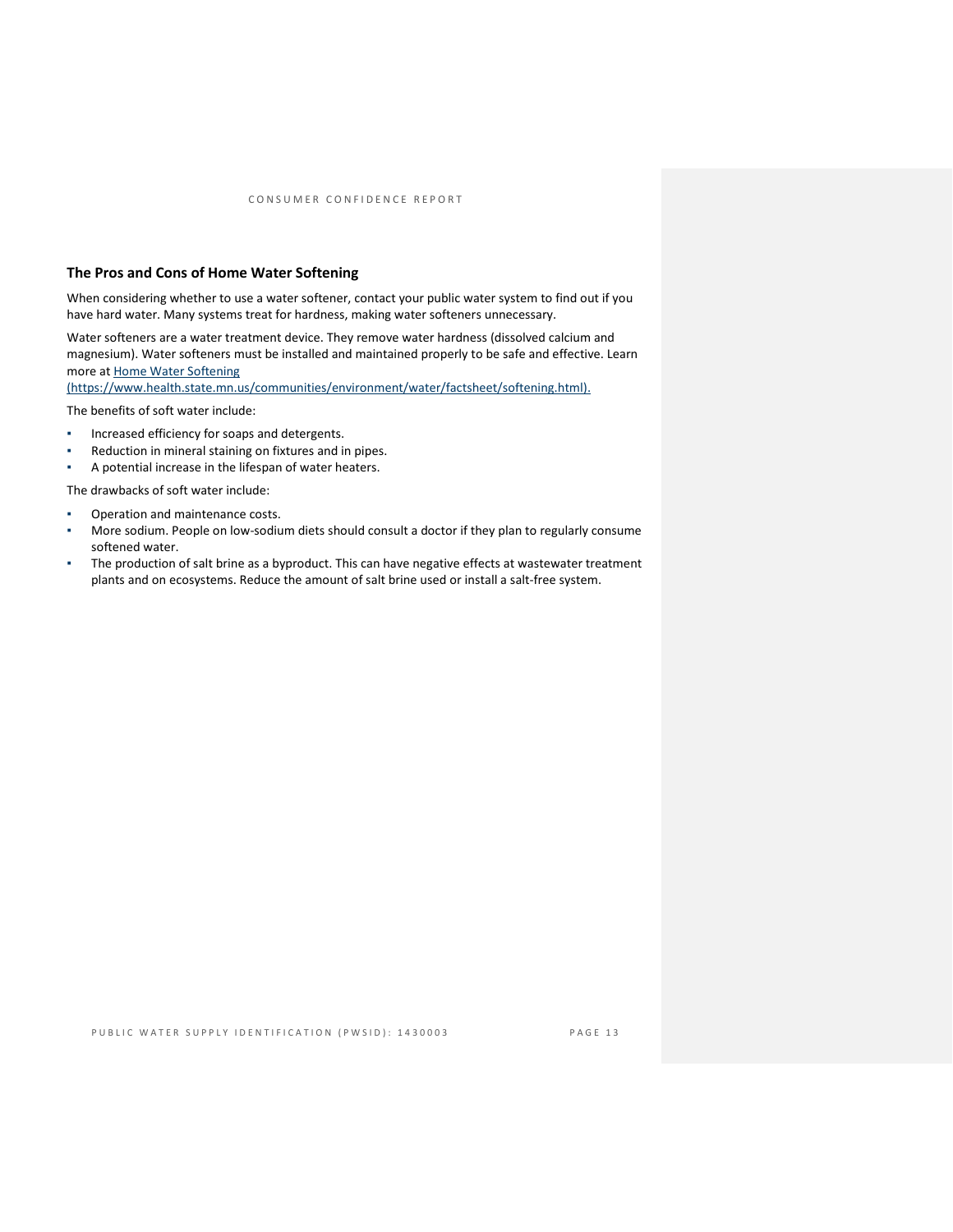## The Pros and Cons of Home Water Softening

When considering whether to use a water softener, contact your public water system to find out if you have hard water. Many systems treat for hardness, making water softeners unnecessary.

Water softeners are a water treatment device. They remove water hardness (dissolved calcium and magnesium). Water softeners must be installed and maintained properly to be safe and effective. Learn more at [Home Water Softening (https://www.health.state.mn.us/communities/environment/water/factsheet/softening.html).](https://www.health.state.mn.us/communities/environment/water/factsheet/softening.html)

The benefits of soft water include:

- Increased efficiency for soaps and detergents.
- Reduction in mineral staining on fixtures and in pipes.
- A potential increase in the lifespan of water heaters.

The drawbacks of soft water include:

- Operation and maintenance costs.
- More sodium. People on low-sodium diets should consult a doctor if they plan to regularly consume softened water.
- The production of salt brine as a byproduct. This can have negative effects at wastewater treatment plants and on ecosystems. Reduce the amount of salt brine used or install a salt-free system.